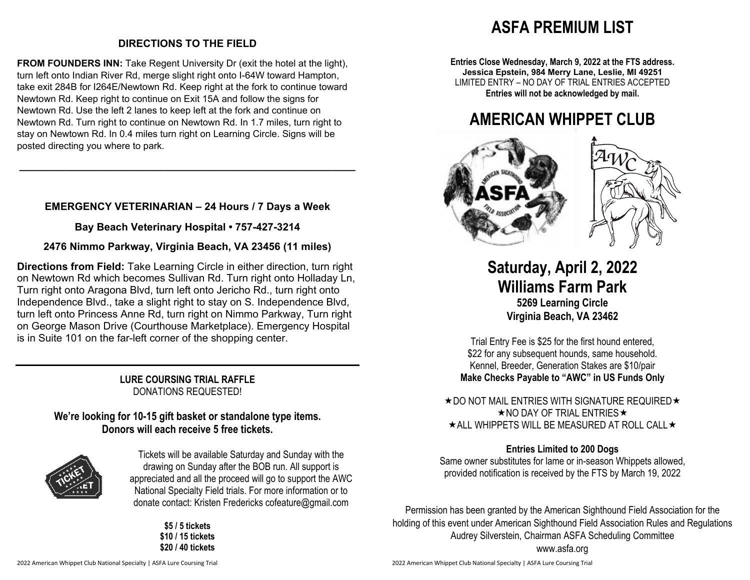## DIRECTIONS TO THE FIELD

**FROM FOUNDERS INN:** Take Regent University Dr (exit the hotel at the light), turn left onto Indian River Rd, merge slight right onto I-64W toward Hampton, take exit 284B for I264E/Newtown Rd. Keep right at the fork to continue toward Newtown Rd. Keep right to continue on Exit 15A and follow the signs for Newtown Rd. Use the left 2 lanes to keep left at the fork and continue on Newtown Rd. Turn right to continue on Newtown Rd. In 1.7 miles, turn right to stay on Newtown Rd. In 0.4 miles turn right on Learning Circle. Signs will be posted directing you where to park.

---

## EMERGENCY VETERINARIAN – 24 Hours / 7 Days a Week

**Bay Beach Veterinary Hospital • 757-427-3214**

**2476 Nimmo Parkway, Virginia Beach, VA 23456 (11 miles)**

**Directions from Field:** Take Learning Circle in either direction, turn right on Newtown Rd which becomes Sullivan Rd. Turn right onto Holladay Ln, Turn right onto Aragona Blvd, turn left onto Jericho Rd., turn right onto Independence Blvd., take a slight right to stay on S. Independence Blvd, turn left onto Princess Anne Rd, turn right on Nimmo Parkway, Turn right on George Mason Drive (Courthouse Marketplace). Emergency Hospital is in Suite 101 on the far-left corner of the shopping center.

---

**LURE COURSING TRIAL RAFFLE**
DONATIONS REQUESTED!

**We're looking for 10-15 gift basket or standalone type items. Donors will each receive 5 free tickets.**

Tickets will be available Saturday and Sunday with the drawing on Sunday after the BOB run. All support is appreciated and all the proceed will go to support the AWC National Specialty Field trials. For more information or to donate contact: Kristen Fredericks cofeature@gmail.com

**$5 / 5 tickets**
**$10 / 15 tickets**
**$20 / 40 tickets**

# ASFA PREMIUM LIST

**Entries Close Wednesday, March 9, 2022 at the FTS address.**
**Jessica Epstein, 984 Merry Lane, Leslie, MI 49251**
LIMITED ENTRY – NO DAY OF TRIAL ENTRIES ACCEPTED
**Entries will not be acknowledged by mail.**

# AMERICAN WHIPPET CLUB

## Saturday, April 2, 2022
## Williams Farm Park

**5269 Learning Circle**
**Virginia Beach, VA 23462**

Trial Entry Fee is $25 for the first hound entered,
$22 for any subsequent hounds, same household.
Kennel, Breeder, Generation Stakes are $10/pair
**Make Checks Payable to "AWC" in US Funds Only**

★DO NOT MAIL ENTRIES WITH SIGNATURE REQUIRED★
★NO DAY OF TRIAL ENTRIES★
★ALL WHIPPETS WILL BE MEASURED AT ROLL CALL★

**Entries Limited to 200 Dogs**
Same owner substitutes for lame or in-season Whippets allowed, provided notification is received by the FTS by March 19, 2022

Permission has been granted by the American Sighthound Field Association for the holding of this event under American Sighthound Field Association Rules and Regulations
Audrey Silverstein, Chairman ASFA Scheduling Committee
www.asfa.org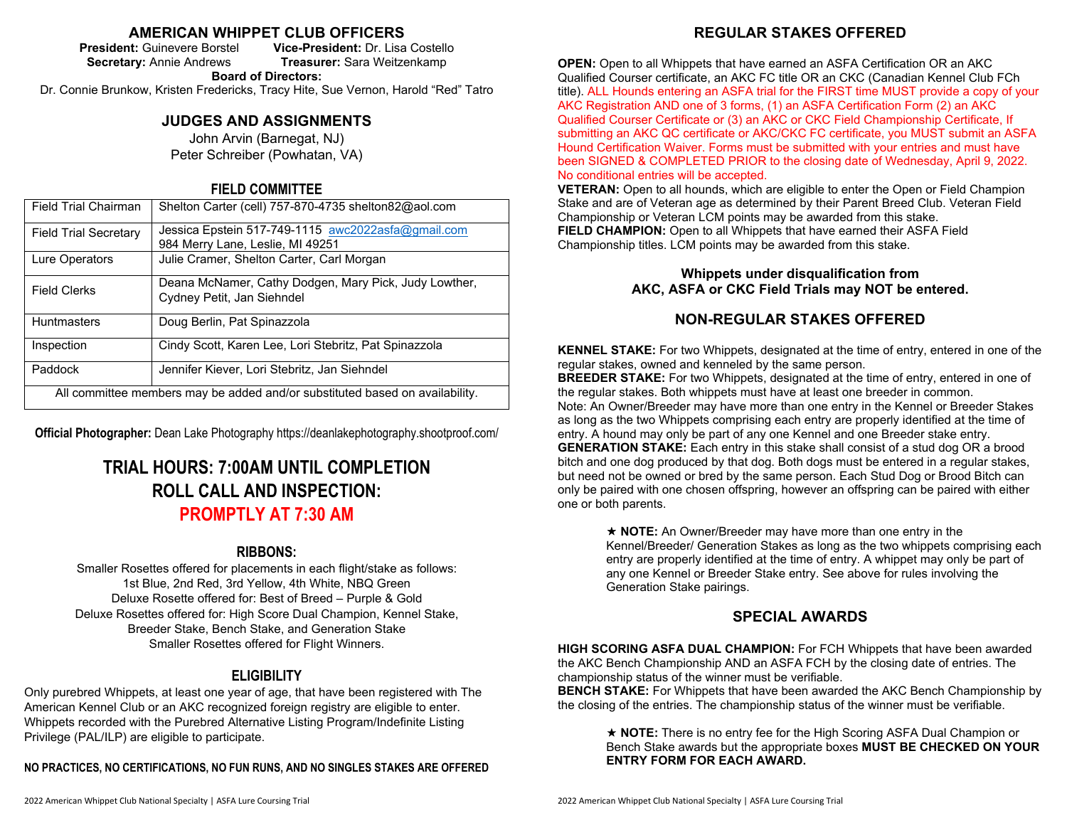## AMERICAN WHIPPET CLUB OFFICERS

**President:** Guinevere Borstel **Vice-President:** Dr. Lisa Costello
**Secretary:** Annie Andrews **Treasurer:** Sara Weitzenkamp
**Board of Directors:**
Dr. Connie Brunkow, Kristen Fredericks, Tracy Hite, Sue Vernon, Harold "Red" Tatro

## JUDGES AND ASSIGNMENTS

John Arvin (Barnegat, NJ)
Peter Schreiber (Powhatan, VA)

## FIELD COMMITTEE

| Field Trial Chairman | Shelton Carter (cell) 757-870-4735 shelton82@aol.com |
|---|---|
| Field Trial Secretary | Jessica Epstein 517-749-1115 awc2022asfa@gmail.com 984 Merry Lane, Leslie, MI 49251 |
| Lure Operators | Julie Cramer, Shelton Carter, Carl Morgan |
| Field Clerks | Deana McNamer, Cathy Dodgen, Mary Pick, Judy Lowther, Cydney Petit, Jan Siehndel |
| Huntmasters | Doug Berlin, Pat Spinazzola |
| Inspection | Cindy Scott, Karen Lee, Lori Stebritz, Pat Spinazzola |
| Paddock | Jennifer Kiever, Lori Stebritz, Jan Siehndel |
| All committee members may be added and/or substituted based on availability. | |

**Official Photographer:** Dean Lake Photography https://deanlakephotography.shootproof.com/

## TRIAL HOURS: 7:00AM UNTIL COMPLETION
## ROLL CALL AND INSPECTION:
## PROMPTLY AT 7:30 AM

### RIBBONS:

Smaller Rosettes offered for placements in each flight/stake as follows:
1st Blue, 2nd Red, 3rd Yellow, 4th White, NBQ Green
Deluxe Rosette offered for: Best of Breed – Purple & Gold
Deluxe Rosettes offered for: High Score Dual Champion, Kennel Stake, Breeder Stake, Bench Stake, and Generation Stake
Smaller Rosettes offered for Flight Winners.

### ELIGIBILITY

Only purebred Whippets, at least one year of age, that have been registered with The American Kennel Club or an AKC recognized foreign registry are eligible to enter. Whippets recorded with the Purebred Alternative Listing Program/Indefinite Listing Privilege (PAL/ILP) are eligible to participate.

**NO PRACTICES, NO CERTIFICATIONS, NO FUN RUNS, AND NO SINGLES STAKES ARE OFFERED**

## REGULAR STAKES OFFERED

**OPEN:** Open to all Whippets that have earned an ASFA Certification OR an AKC Qualified Courser certificate, an AKC FC title OR an CKC (Canadian Kennel Club FCh title). ALL Hounds entering an ASFA trial for the FIRST time MUST provide a copy of your AKC Registration AND one of 3 forms, (1) an ASFA Certification Form (2) an AKC Qualified Courser Certificate or (3) an AKC or CKC Field Championship Certificate, If submitting an AKC QC certificate or AKC/CKC FC certificate, you MUST submit an ASFA Hound Certification Waiver. Forms must be submitted with your entries and must have been SIGNED & COMPLETED PRIOR to the closing date of Wednesday, April 9, 2022. No conditional entries will be accepted.
**VETERAN:** Open to all hounds, which are eligible to enter the Open or Field Champion Stake and are of Veteran age as determined by their Parent Breed Club. Veteran Field Championship or Veteran LCM points may be awarded from this stake.
**FIELD CHAMPION:** Open to all Whippets that have earned their ASFA Field Championship titles. LCM points may be awarded from this stake.

**Whippets under disqualification from AKC, ASFA or CKC Field Trials may NOT be entered.**

## NON-REGULAR STAKES OFFERED

**KENNEL STAKE:** For two Whippets, designated at the time of entry, entered in one of the regular stakes, owned and kenneled by the same person.
**BREEDER STAKE:** For two Whippets, designated at the time of entry, entered in one of the regular stakes. Both whippets must have at least one breeder in common.
Note: An Owner/Breeder may have more than one entry in the Kennel or Breeder Stakes as long as the two Whippets comprising each entry are properly identified at the time of entry. A hound may only be part of any one Kennel and one Breeder stake entry.
**GENERATION STAKE:** Each entry in this stake shall consist of a stud dog OR a brood bitch and one dog produced by that dog. Both dogs must be entered in a regular stakes, but need not be owned or bred by the same person. Each Stud Dog or Brood Bitch can only be paired with one chosen offspring, however an offspring can be paired with either one or both parents.

★ **NOTE:** An Owner/Breeder may have more than one entry in the Kennel/Breeder/ Generation Stakes as long as the two whippets comprising each entry are properly identified at the time of entry. A whippet may only be part of any one Kennel or Breeder Stake entry. See above for rules involving the Generation Stake pairings.

## SPECIAL AWARDS

**HIGH SCORING ASFA DUAL CHAMPION:** For FCH Whippets that have been awarded the AKC Bench Championship AND an ASFA FCH by the closing date of entries. The championship status of the winner must be verifiable.
**BENCH STAKE:** For Whippets that have been awarded the AKC Bench Championship by the closing of the entries. The championship status of the winner must be verifiable.

★ **NOTE:** There is no entry fee for the High Scoring ASFA Dual Champion or Bench Stake awards but the appropriate boxes **MUST BE CHECKED ON YOUR ENTRY FORM FOR EACH AWARD.**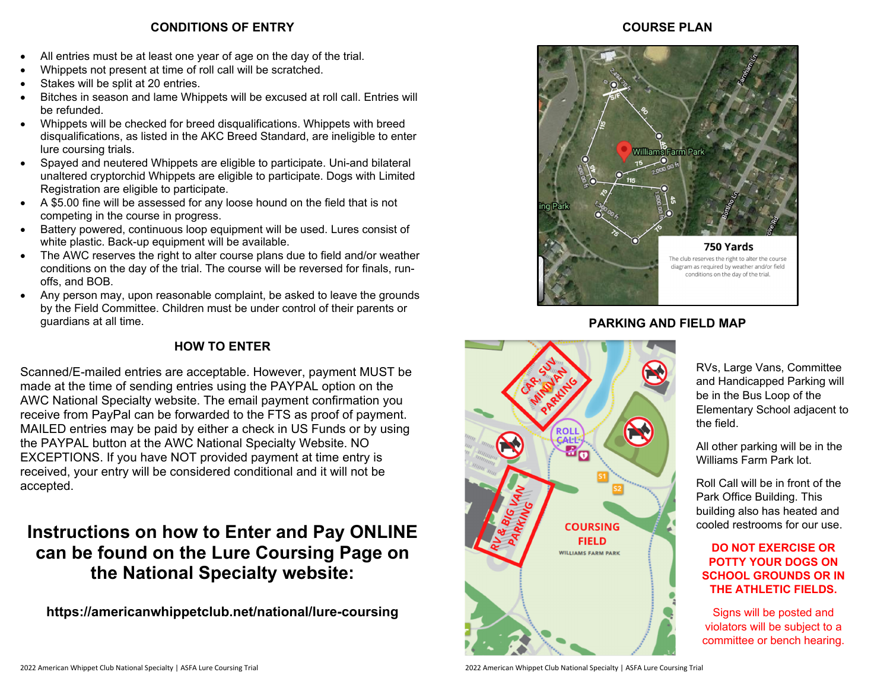## CONDITIONS OF ENTRY

- All entries must be at least one year of age on the day of the trial.
- Whippets not present at time of roll call will be scratched.
- Stakes will be split at 20 entries.
- Bitches in season and lame Whippets will be excused at roll call. Entries will be refunded.
- Whippets will be checked for breed disqualifications. Whippets with breed disqualifications, as listed in the AKC Breed Standard, are ineligible to enter lure coursing trials.
- Spayed and neutered Whippets are eligible to participate. Uni-and bilateral unaltered cryptorchid Whippets are eligible to participate. Dogs with Limited Registration are eligible to participate.
- A $5.00 fine will be assessed for any loose hound on the field that is not competing in the course in progress.
- Battery powered, continuous loop equipment will be used. Lures consist of white plastic. Back-up equipment will be available.
- The AWC reserves the right to alter course plans due to field and/or weather conditions on the day of the trial. The course will be reversed for finals, run-offs, and BOB.
- Any person may, upon reasonable complaint, be asked to leave the grounds by the Field Committee. Children must be under control of their parents or guardians at all time.

## HOW TO ENTER

Scanned/E-mailed entries are acceptable. However, payment MUST be made at the time of sending entries using the PAYPAL option on the AWC National Specialty website. The email payment confirmation you receive from PayPal can be forwarded to the FTS as proof of payment. MAILED entries may be paid by either a check in US Funds or by using the PAYPAL button at the AWC National Specialty Website. NO EXCEPTIONS. If you have NOT provided payment at time entry is received, your entry will be considered conditional and it will not be accepted.

# Instructions on how to Enter and Pay ONLINE can be found on the Lure Coursing Page on the National Specialty website:

**https://americanwhippetclub.net/national/lure-coursing**

## COURSE PLAN

**750 Yards**

The club reserves the right to alter the course diagram as required by weather and/or field conditions on the day of the trial.

## PARKING AND FIELD MAP

RVs, Large Vans, Committee and Handicapped Parking will be in the Bus Loop of the Elementary School adjacent to the field.

All other parking will be in the Williams Farm Park lot.

Roll Call will be in front of the Park Office Building. This building also has heated and cooled restrooms for our use.

**DO NOT EXERCISE OR POTTY YOUR DOGS ON SCHOOL GROUNDS OR IN THE ATHLETIC FIELDS.**

Signs will be posted and violators will be subject to a committee or bench hearing.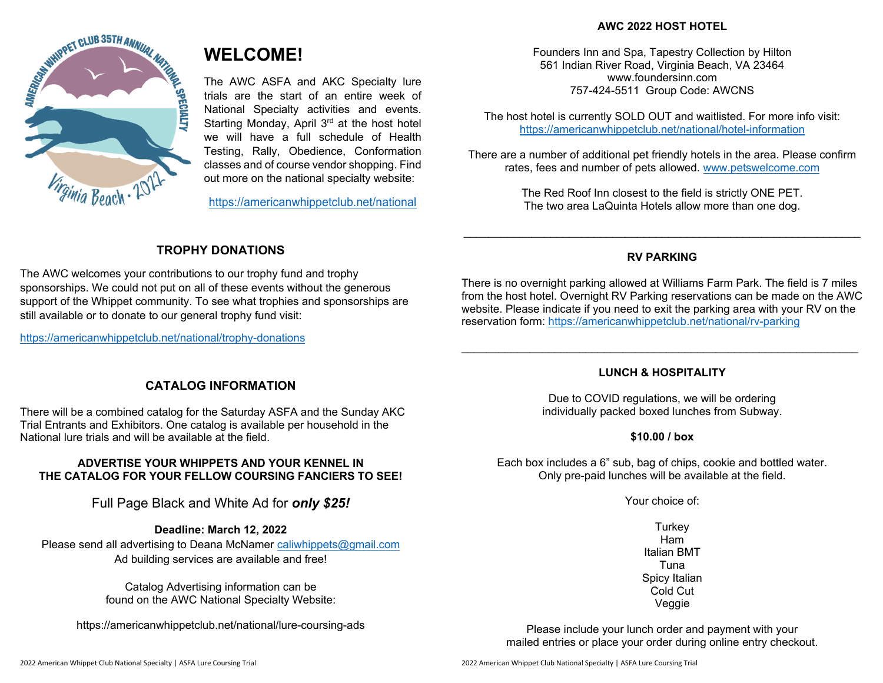# WELCOME!

The AWC ASFA and AKC Specialty lure trials are the start of an entire week of National Specialty activities and events. Starting Monday, April 3rd at the host hotel we will have a full schedule of Health Testing, Rally, Obedience, Conformation classes and of course vendor shopping. Find out more on the national specialty website:

https://americanwhippetclub.net/national

## TROPHY DONATIONS

The AWC welcomes your contributions to our trophy fund and trophy sponsorships. We could not put on all of these events without the generous support of the Whippet community. To see what trophies and sponsorships are still available or to donate to our general trophy fund visit:

https://americanwhippetclub.net/national/trophy-donations

## CATALOG INFORMATION

There will be a combined catalog for the Saturday ASFA and the Sunday AKC Trial Entrants and Exhibitors. One catalog is available per household in the National lure trials and will be available at the field.

**ADVERTISE YOUR WHIPPETS AND YOUR KENNEL IN THE CATALOG FOR YOUR FELLOW COURSING FANCIERS TO SEE!**

Full Page Black and White Ad for ***only $25!***

**Deadline: March 12, 2022**

Please send all advertising to Deana McNamer caliwhippets@gmail.com

Ad building services are available and free!

Catalog Advertising information can be found on the AWC National Specialty Website:

https://americanwhippetclub.net/national/lure-coursing-ads

## AWC 2022 HOST HOTEL

Founders Inn and Spa, Tapestry Collection by Hilton
561 Indian River Road, Virginia Beach, VA 23464
www.foundersinn.com
757-424-5511 Group Code: AWCNS

The host hotel is currently SOLD OUT and waitlisted. For more info visit: https://americanwhippetclub.net/national/hotel-information

There are a number of additional pet friendly hotels in the area. Please confirm rates, fees and number of pets allowed. www.petswelcome.com

The Red Roof Inn closest to the field is strictly ONE PET.
The two area LaQuinta Hotels allow more than one dog.

---

## RV PARKING

There is no overnight parking allowed at Williams Farm Park. The field is 7 miles from the host hotel. Overnight RV Parking reservations can be made on the AWC website. Please indicate if you need to exit the parking area with your RV on the reservation form: https://americanwhippetclub.net/national/rv-parking

---

## LUNCH & HOSPITALITY

Due to COVID regulations, we will be ordering individually packed boxed lunches from Subway.

**$10.00 / box**

Each box includes a 6" sub, bag of chips, cookie and bottled water.
Only pre-paid lunches will be available at the field.

Your choice of:

Turkey
Ham
Italian BMT
Tuna
Spicy Italian
Cold Cut
Veggie

Please include your lunch order and payment with your mailed entries or place your order during online entry checkout.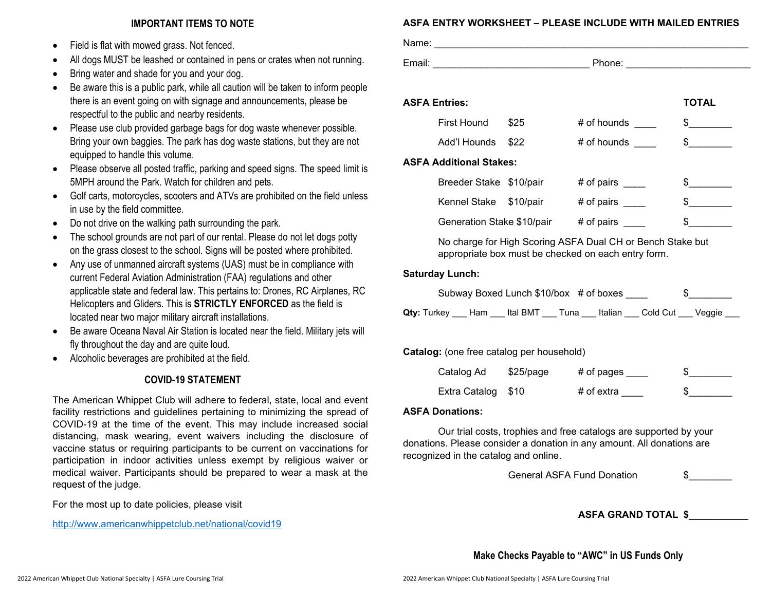## IMPORTANT ITEMS TO NOTE

- Field is flat with mowed grass. Not fenced.
- All dogs MUST be leashed or contained in pens or crates when not running.
- Bring water and shade for you and your dog.
- Be aware this is a public park, while all caution will be taken to inform people there is an event going on with signage and announcements, please be respectful to the public and nearby residents.
- Please use club provided garbage bags for dog waste whenever possible. Bring your own baggies. The park has dog waste stations, but they are not equipped to handle this volume.
- Please observe all posted traffic, parking and speed signs. The speed limit is 5MPH around the Park. Watch for children and pets.
- Golf carts, motorcycles, scooters and ATVs are prohibited on the field unless in use by the field committee.
- Do not drive on the walking path surrounding the park.
- The school grounds are not part of our rental. Please do not let dogs potty on the grass closest to the school. Signs will be posted where prohibited.
- Any use of unmanned aircraft systems (UAS) must be in compliance with current Federal Aviation Administration (FAA) regulations and other applicable state and federal law. This pertains to: Drones, RC Airplanes, RC Helicopters and Gliders. This is **STRICTLY ENFORCED** as the field is located near two major military aircraft installations.
- Be aware Oceana Naval Air Station is located near the field. Military jets will fly throughout the day and are quite loud.
- Alcoholic beverages are prohibited at the field.

## COVID-19 STATEMENT

The American Whippet Club will adhere to federal, state, local and event facility restrictions and guidelines pertaining to minimizing the spread of COVID-19 at the time of the event. This may include increased social distancing, mask wearing, event waivers including the disclosure of vaccine status or requiring participants to be current on vaccinations for participation in indoor activities unless exempt by religious waiver or medical waiver. Participants should be prepared to wear a mask at the request of the judge.

For the most up to date policies, please visit

http://www.americanwhippetclub.net/national/covid19

## ASFA ENTRY WORKSHEET – PLEASE INCLUDE WITH MAILED ENTRIES

Name: ____________________________________________________________

Email: ____________________________ Phone: _______________________

**ASFA Entries:** **TOTAL**

| | | | |
|---|---|---|---|
| First Hound | $25 | # of hounds ____ | $________ |
| Add'l Hounds | $22 | # of hounds ____ | $________ |

**ASFA Additional Stakes:**

| | | | |
|---|---|---|---|
| Breeder Stake | $10/pair | # of pairs ____ | $________ |
| Kennel Stake | $10/pair | # of pairs ____ | $________ |
| Generation Stake | $10/pair | # of pairs ____ | $________ |

No charge for High Scoring ASFA Dual CH or Bench Stake but appropriate box must be checked on each entry form.

**Saturday Lunch:**

| | | | |
|---|---|---|---|
| Subway Boxed Lunch | $10/box | # of boxes ____ | $________ |

**Qty:** Turkey ___ Ham ___ Ital BMT ___ Tuna ___ Italian ___ Cold Cut ___ Veggie ___

**Catalog:** (one free catalog per household)

| | | | |
|---|---|---|---|
| Catalog Ad | $25/page | # of pages ____ | $________ |
| Extra Catalog | $10 | # of extra ____ | $________ |

**ASFA Donations:**

Our trial costs, trophies and free catalogs are supported by your donations. Please consider a donation in any amount. All donations are recognized in the catalog and online.

General ASFA Fund Donation $________

**ASFA GRAND TOTAL $___________**

**Make Checks Payable to "AWC" in US Funds Only**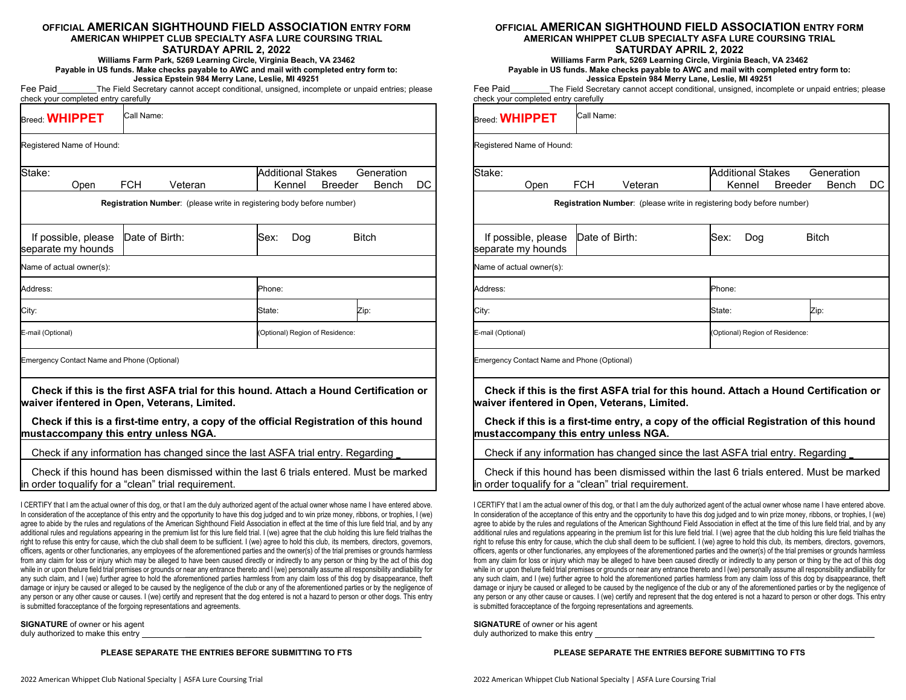**OFFICIAL AMERICAN SIGHTHOUND FIELD ASSOCIATION ENTRY FORM**
**AMERICAN WHIPPET CLUB SPECIALTY ASFA LURE COURSING TRIAL**
**SATURDAY APRIL 2, 2022**
**Williams Farm Park, 5269 Learning Circle, Virginia Beach, VA 23462**
**Payable in US funds. Make checks payable to AWC and mail with completed entry form to:**
**Jessica Epstein 984 Merry Lane, Leslie, MI 49251**

Fee Paid________The Field Secretary cannot accept conditional, unsigned, incomplete or unpaid entries; please check your completed entry carefully

| Breed: **WHIPPET** | Call Name: | | |
|---|---|---|---|
| Registered Name of Hound: | | | |
| Stake: Open FCH Veteran | | Additional Stakes Generation Kennel Breeder Bench DC | |
| **Registration Number**: (please write in registering body before number) | | | |
| If possible, please separate my hounds | Date of Birth: | Sex: Dog Bitch | |
| Name of actual owner(s): | | | |
| Address: | | Phone: | |
| City: | | State: | Zip: |
| E-mail (Optional) | | (Optional) Region of Residence: | |
| Emergency Contact Name and Phone (Optional) | | | |

**Check if this is the first ASFA trial for this hound. Attach a Hound Certification or waiver if entered in Open, Veterans, Limited.**

**Check if this is a first-time entry, a copy of the official Registration of this hound must accompany this entry unless NGA.**

Check if any information has changed since the last ASFA trial entry. Regarding _

Check if this hound has been dismissed within the last 6 trials entered. Must be marked in order to qualify for a "clean" trial requirement.

I CERTIFY that I am the actual owner of this dog, or that I am the duly authorized agent of the actual owner whose name I have entered above. In consideration of the acceptance of this entry and the opportunity to have this dog judged and to win prize money, ribbons, or trophies, I (we) agree to abide by the rules and regulations of the American Sighthound Field Association in effect at the time of this lure field trial, and by any additional rules and regulations appearing in the premium list for this lure field trial. I (we) agree that the club holding this lure field trial has the right to refuse this entry for cause, which the club shall deem to be sufficient. I (we) agree to hold this club, its members, directors, governors, officers, agents or other functionaries, any employees of the aforementioned parties and the owner(s) of the trial premises or grounds harmless from any claim for loss or injury which may be alleged to have been caused directly or indirectly to any person or thing by the act of this dog while in or upon the lure field trial premises or grounds or near any entrance thereto and I (we) personally assume all responsibility and liability for any such claim, and I (we) further agree to hold the aforementioned parties harmless from any claim loss of this dog by disappearance, theft damage or injury be caused or alleged to be caused by the negligence of the club or any of the aforementioned parties or by the negligence of any person or any other cause or causes. I (we) certify and represent that the dog entered is not a hazard to person or other dogs. This entry is submitted for acceptance of the forgoing representations and agreements.

**SIGNATURE** of owner or his agent
duly authorized to make this entry ______________________________

**PLEASE SEPARATE THE ENTRIES BEFORE SUBMITTING TO FTS**

---

**OFFICIAL AMERICAN SIGHTHOUND FIELD ASSOCIATION ENTRY FORM**
**AMERICAN WHIPPET CLUB SPECIALTY ASFA LURE COURSING TRIAL**
**SATURDAY APRIL 2, 2022**
**Williams Farm Park, 5269 Learning Circle, Virginia Beach, VA 23462**
**Payable in US funds. Make checks payable to AWC and mail with completed entry form to:**
**Jessica Epstein 984 Merry Lane, Leslie, MI 49251**

Fee Paid________The Field Secretary cannot accept conditional, unsigned, incomplete or unpaid entries; please check your completed entry carefully

| Breed: **WHIPPET** | Call Name: | | |
|---|---|---|---|
| Registered Name of Hound: | | | |
| Stake: Open FCH Veteran | | Additional Stakes Generation Kennel Breeder Bench DC | |
| **Registration Number**: (please write in registering body before number) | | | |
| If possible, please separate my hounds | Date of Birth: | Sex: Dog Bitch | |
| Name of actual owner(s): | | | |
| Address: | | Phone: | |
| City: | | State: | Zip: |
| E-mail (Optional) | | (Optional) Region of Residence: | |
| Emergency Contact Name and Phone (Optional) | | | |

**Check if this is the first ASFA trial for this hound. Attach a Hound Certification or waiver if entered in Open, Veterans, Limited.**

**Check if this is a first-time entry, a copy of the official Registration of this hound must accompany this entry unless NGA.**

Check if any information has changed since the last ASFA trial entry. Regarding _

Check if this hound has been dismissed within the last 6 trials entered. Must be marked in order to qualify for a "clean" trial requirement.

I CERTIFY that I am the actual owner of this dog, or that I am the duly authorized agent of the actual owner whose name I have entered above. In consideration of the acceptance of this entry and the opportunity to have this dog judged and to win prize money, ribbons, or trophies, I (we) agree to abide by the rules and regulations of the American Sighthound Field Association in effect at the time of this lure field trial, and by any additional rules and regulations appearing in the premium list for this lure field trial. I (we) agree that the club holding this lure field trial has the right to refuse this entry for cause, which the club shall deem to be sufficient. I (we) agree to hold this club, its members, directors, governors, officers, agents or other functionaries, any employees of the aforementioned parties and the owner(s) of the trial premises or grounds harmless from any claim for loss or injury which may be alleged to have been caused directly or indirectly to any person or thing by the act of this dog while in or upon the lure field trial premises or grounds or near any entrance thereto and I (we) personally assume all responsibility and liability for any such claim, and I (we) further agree to hold the aforementioned parties harmless from any claim loss of this dog by disappearance, theft damage or injury be caused or alleged to be caused by the negligence of the club or any of the aforementioned parties or by the negligence of any person or any other cause or causes. I (we) certify and represent that the dog entered is not a hazard to person or other dogs. This entry is submitted for acceptance of the forgoing representations and agreements.

**SIGNATURE** of owner or his agent
duly authorized to make this entry ______________________________

**PLEASE SEPARATE THE ENTRIES BEFORE SUBMITTING TO FTS**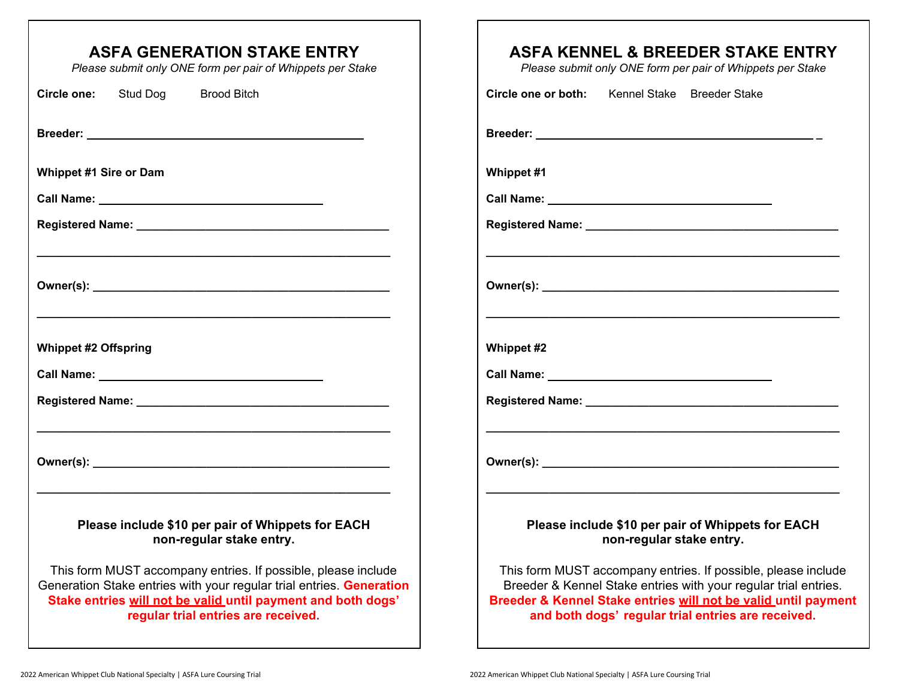## ASFA GENERATION STAKE ENTRY

*Please submit only ONE form per pair of Whippets per Stake*

**Circle one:** Stud Dog Brood Bitch

**Breeder:** ______________________________________________

**Whippet #1 Sire or Dam**

**Call Name:** ____________________________________

**Registered Name:** ________________________________________

__________________________________________________________

**Owner(s):** ______________________________________________

__________________________________________________________

**Whippet #2 Offspring**

**Call Name:** ____________________________________

**Registered Name:** ________________________________________

__________________________________________________________

**Owner(s):** ______________________________________________

__________________________________________________________

**Please include $10 per pair of Whippets for EACH non-regular stake entry.**

This form MUST accompany entries. If possible, please include Generation Stake entries with your regular trial entries. **Generation Stake entries <u>will not be valid</u> until payment and both dogs' regular trial entries are received.**

## ASFA KENNEL & BREEDER STAKE ENTRY

*Please submit only ONE form per pair of Whippets per Stake*

**Circle one or both:** Kennel Stake Breeder Stake

**Breeder:** ______________________________________________ _

**Whippet #1**

**Call Name:** ____________________________________

**Registered Name:** ________________________________________

__________________________________________________________

**Owner(s):** ______________________________________________

__________________________________________________________

**Whippet #2**

**Call Name:** ____________________________________

**Registered Name:** ________________________________________

__________________________________________________________

**Owner(s):** ______________________________________________

__________________________________________________________

**Please include $10 per pair of Whippets for EACH non-regular stake entry.**

This form MUST accompany entries. If possible, please include Breeder & Kennel Stake entries with your regular trial entries. **Breeder & Kennel Stake entries <u>will not be valid</u> until payment and both dogs' regular trial entries are received.**